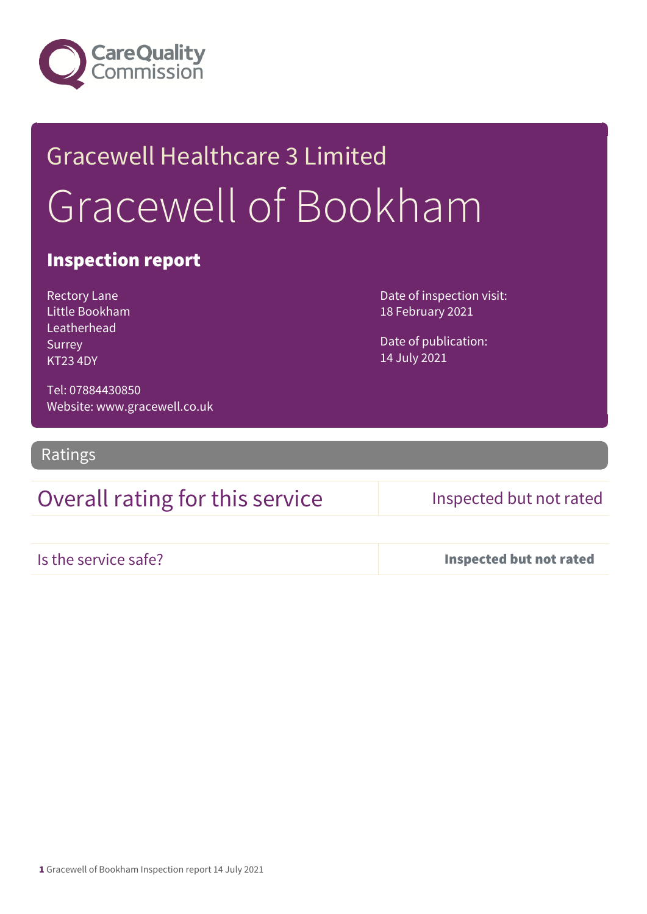Care Quality Commission

# Gracewell Healthcare 3 Limited

# Gracewell of Bookham

## Inspection report

Rectory Lane
Little Bookham
Leatherhead
Surrey
KT23 4DY

Tel: 07884430850
Website: www.gracewell.co.uk

Date of inspection visit:
18 February 2021

Date of publication:
14 July 2021

## Ratings

| Overall rating for this service | Inspected but not rated |
| --- | --- |
| Is the service safe? | **Inspected but not rated** |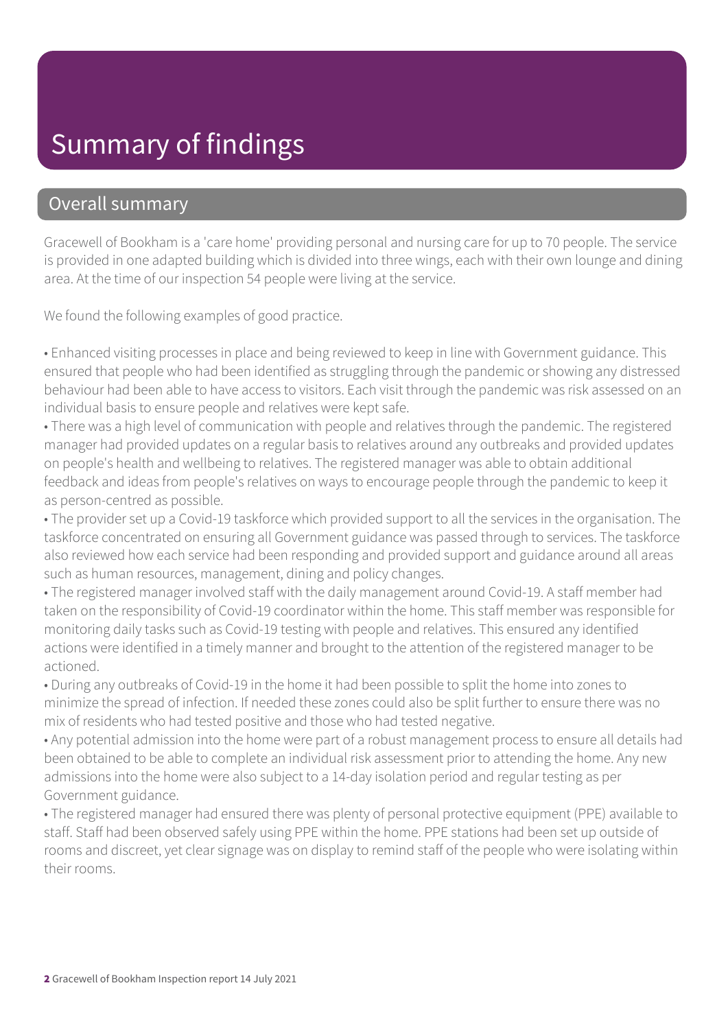# Summary of findings

## Overall summary

Gracewell of Bookham is a 'care home' providing personal and nursing care for up to 70 people. The service is provided in one adapted building which is divided into three wings, each with their own lounge and dining area. At the time of our inspection 54 people were living at the service.

We found the following examples of good practice.

- Enhanced visiting processes in place and being reviewed to keep in line with Government guidance. This ensured that people who had been identified as struggling through the pandemic or showing any distressed behaviour had been able to have access to visitors. Each visit through the pandemic was risk assessed on an individual basis to ensure people and relatives were kept safe.
- There was a high level of communication with people and relatives through the pandemic. The registered manager had provided updates on a regular basis to relatives around any outbreaks and provided updates on people's health and wellbeing to relatives. The registered manager was able to obtain additional feedback and ideas from people's relatives on ways to encourage people through the pandemic to keep it as person-centred as possible.
- The provider set up a Covid-19 taskforce which provided support to all the services in the organisation. The taskforce concentrated on ensuring all Government guidance was passed through to services. The taskforce also reviewed how each service had been responding and provided support and guidance around all areas such as human resources, management, dining and policy changes.
- The registered manager involved staff with the daily management around Covid-19. A staff member had taken on the responsibility of Covid-19 coordinator within the home. This staff member was responsible for monitoring daily tasks such as Covid-19 testing with people and relatives. This ensured any identified actions were identified in a timely manner and brought to the attention of the registered manager to be actioned.
- During any outbreaks of Covid-19 in the home it had been possible to split the home into zones to minimize the spread of infection. If needed these zones could also be split further to ensure there was no mix of residents who had tested positive and those who had tested negative.
- Any potential admission into the home were part of a robust management process to ensure all details had been obtained to be able to complete an individual risk assessment prior to attending the home. Any new admissions into the home were also subject to a 14-day isolation period and regular testing as per Government guidance.
- The registered manager had ensured there was plenty of personal protective equipment (PPE) available to staff. Staff had been observed safely using PPE within the home. PPE stations had been set up outside of rooms and discreet, yet clear signage was on display to remind staff of the people who were isolating within their rooms.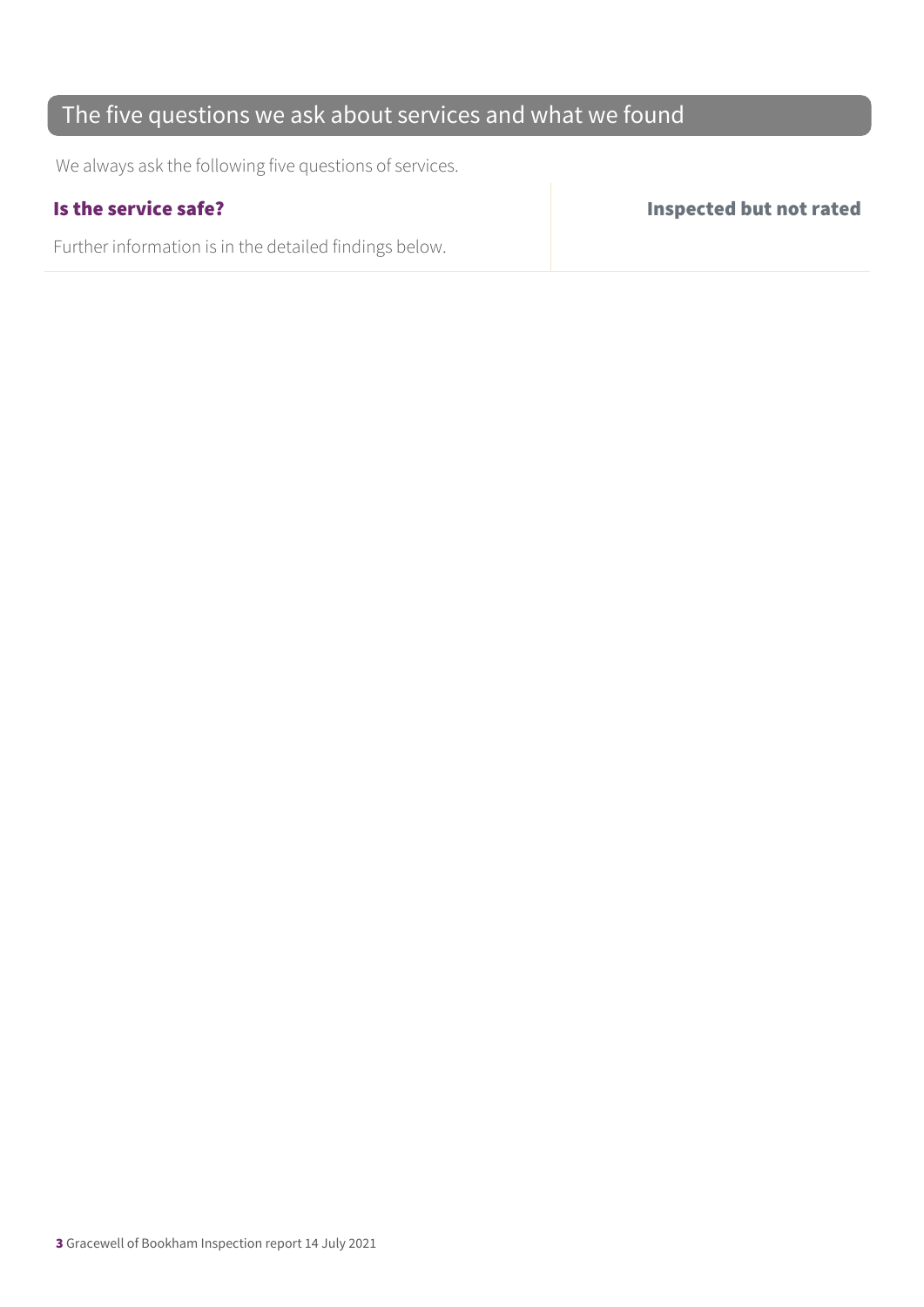## The five questions we ask about services and what we found

We always ask the following five questions of services.

| **Is the service safe?** | **Inspected but not rated** |
| --- | --- |
| Further information is in the detailed findings below. | |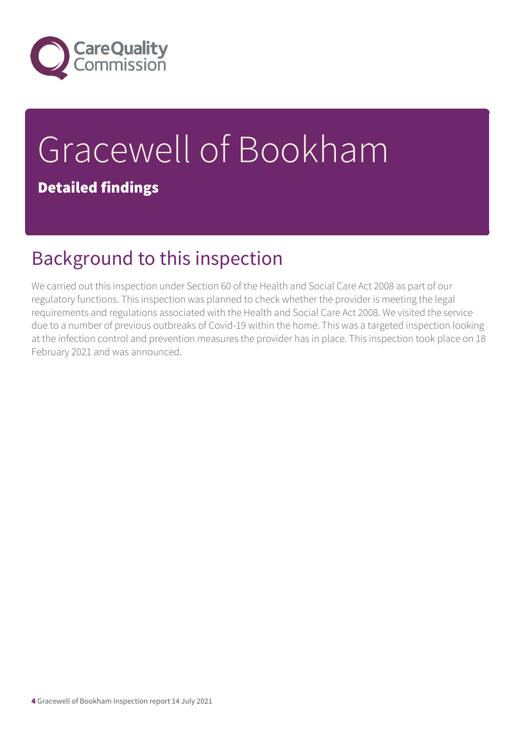# Gracewell of Bookham

**Detailed findings**

## Background to this inspection

We carried out this inspection under Section 60 of the Health and Social Care Act 2008 as part of our regulatory functions. This inspection was planned to check whether the provider is meeting the legal requirements and regulations associated with the Health and Social Care Act 2008. We visited the service due to a number of previous outbreaks of Covid-19 within the home. This was a targeted inspection looking at the infection control and prevention measures the provider has in place. This inspection took place on 18 February 2021 and was announced.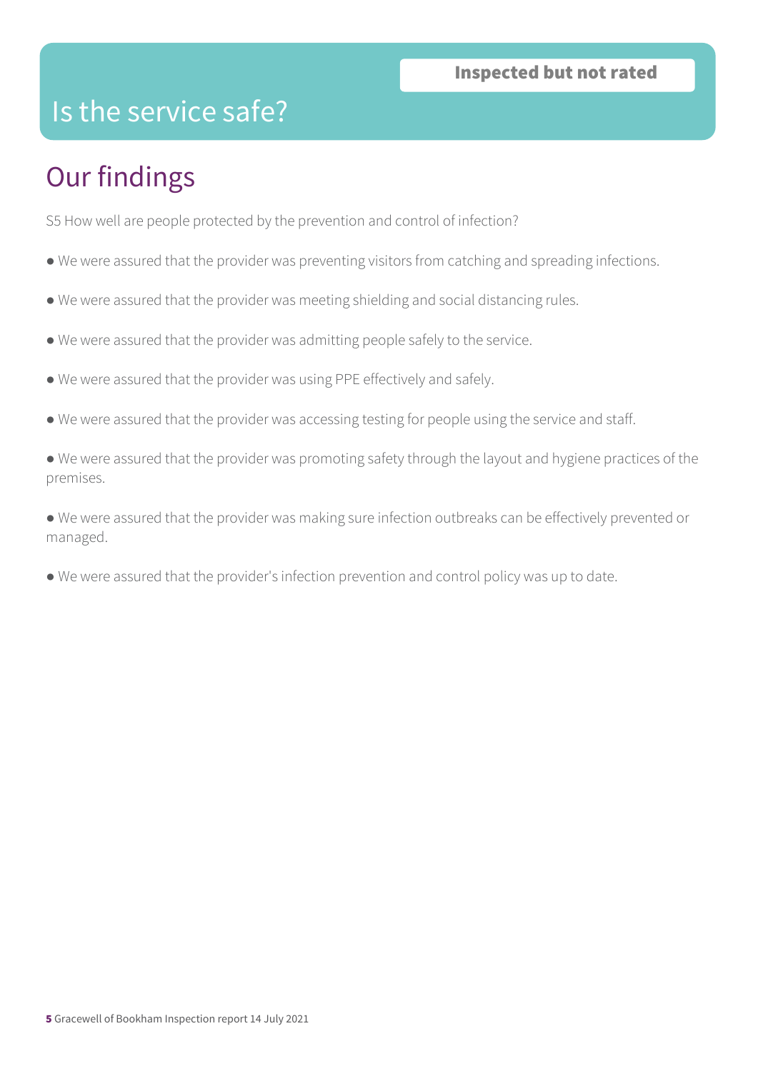**Inspected but not rated**

# Is the service safe?

## Our findings

S5 How well are people protected by the prevention and control of infection?

- We were assured that the provider was preventing visitors from catching and spreading infections.
- We were assured that the provider was meeting shielding and social distancing rules.
- We were assured that the provider was admitting people safely to the service.
- We were assured that the provider was using PPE effectively and safely.
- We were assured that the provider was accessing testing for people using the service and staff.
- We were assured that the provider was promoting safety through the layout and hygiene practices of the premises.
- We were assured that the provider was making sure infection outbreaks can be effectively prevented or managed.
- We were assured that the provider's infection prevention and control policy was up to date.